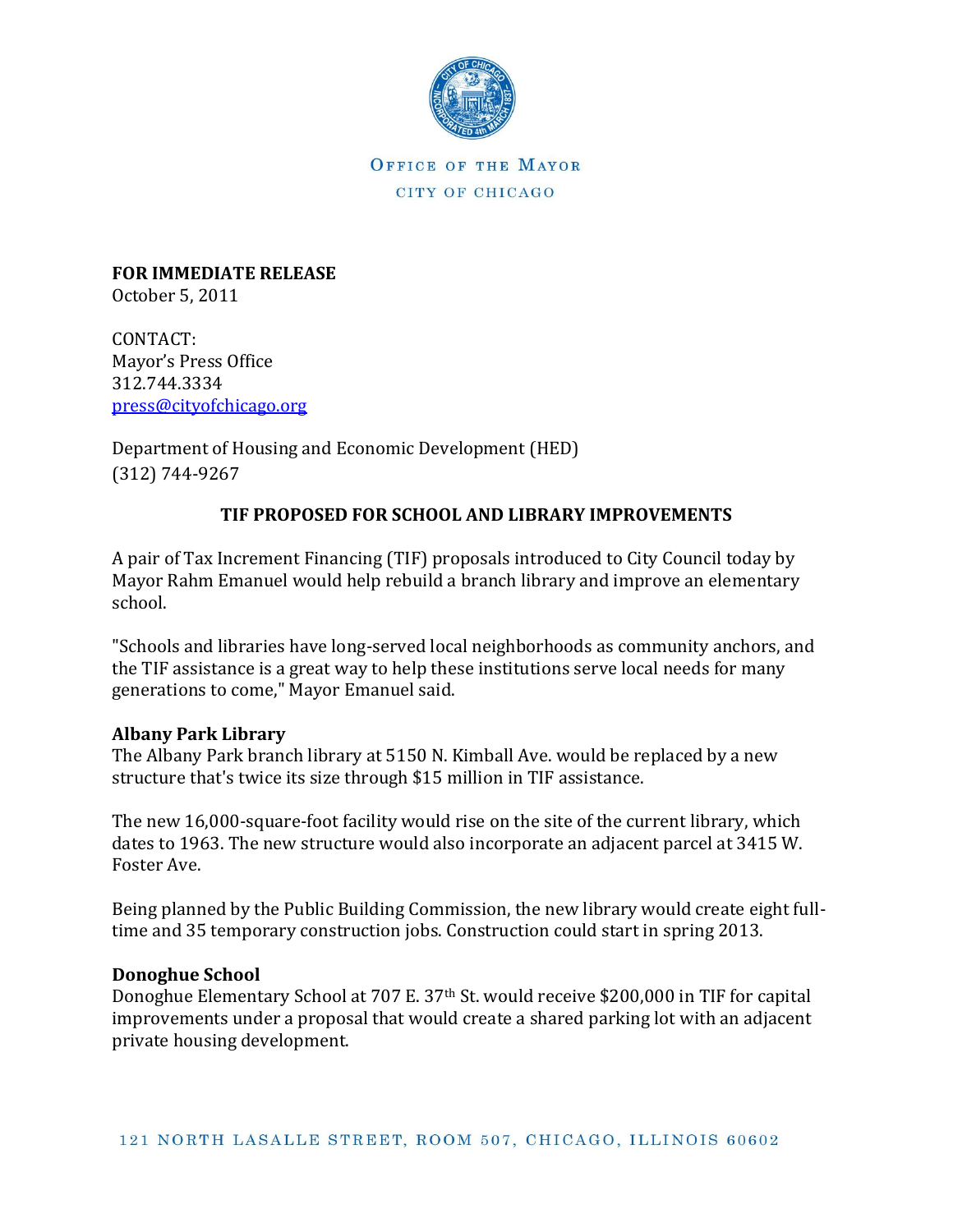OFFICE OF THE MAYOR

CITY OF CHICAGO

**FOR IMMEDIATE RELEASE**
October 5, 2011

CONTACT:
Mayor's Press Office
312.744.3334
press@cityofchicago.org

Department of Housing and Economic Development (HED)
(312) 744-9267

## TIF PROPOSED FOR SCHOOL AND LIBRARY IMPROVEMENTS

A pair of Tax Increment Financing (TIF) proposals introduced to City Council today by Mayor Rahm Emanuel would help rebuild a branch library and improve an elementary school.

"Schools and libraries have long-served local neighborhoods as community anchors, and the TIF assistance is a great way to help these institutions serve local needs for many generations to come," Mayor Emanuel said.

**Albany Park Library**
The Albany Park branch library at 5150 N. Kimball Ave. would be replaced by a new structure that's twice its size through $15 million in TIF assistance.

The new 16,000-square-foot facility would rise on the site of the current library, which dates to 1963. The new structure would also incorporate an adjacent parcel at 3415 W. Foster Ave.

Being planned by the Public Building Commission, the new library would create eight full-time and 35 temporary construction jobs. Construction could start in spring 2013.

**Donoghue School**
Donoghue Elementary School at 707 E. 37th St. would receive $200,000 in TIF for capital improvements under a proposal that would create a shared parking lot with an adjacent private housing development.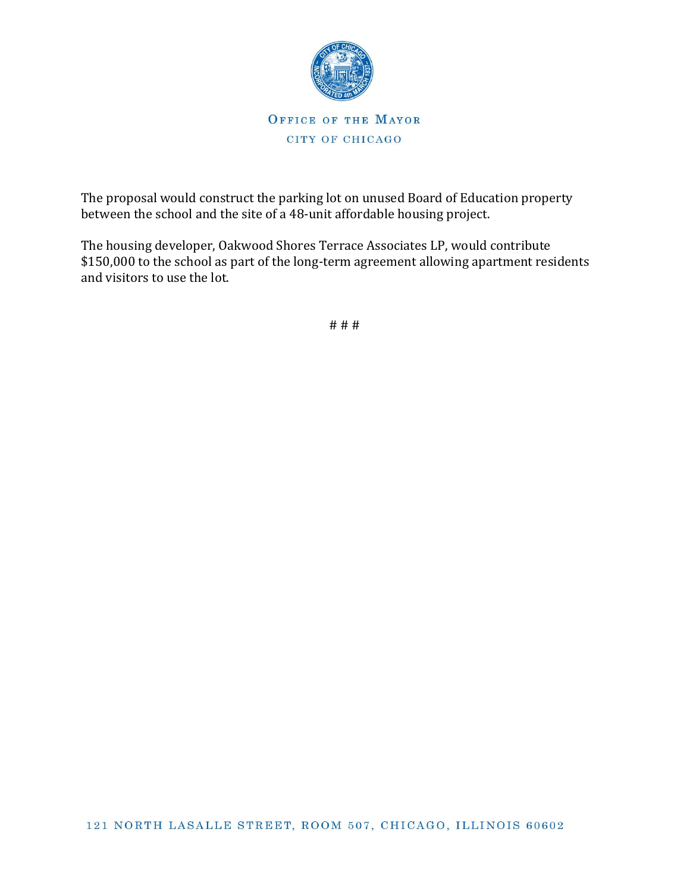OFFICE OF THE MAYOR

CITY OF CHICAGO

The proposal would construct the parking lot on unused Board of Education property between the school and the site of a 48-unit affordable housing project.

The housing developer, Oakwood Shores Terrace Associates LP, would contribute $150,000 to the school as part of the long-term agreement allowing apartment residents and visitors to use the lot.

# # #

121 NORTH LASALLE STREET, ROOM 507, CHICAGO, ILLINOIS 60602